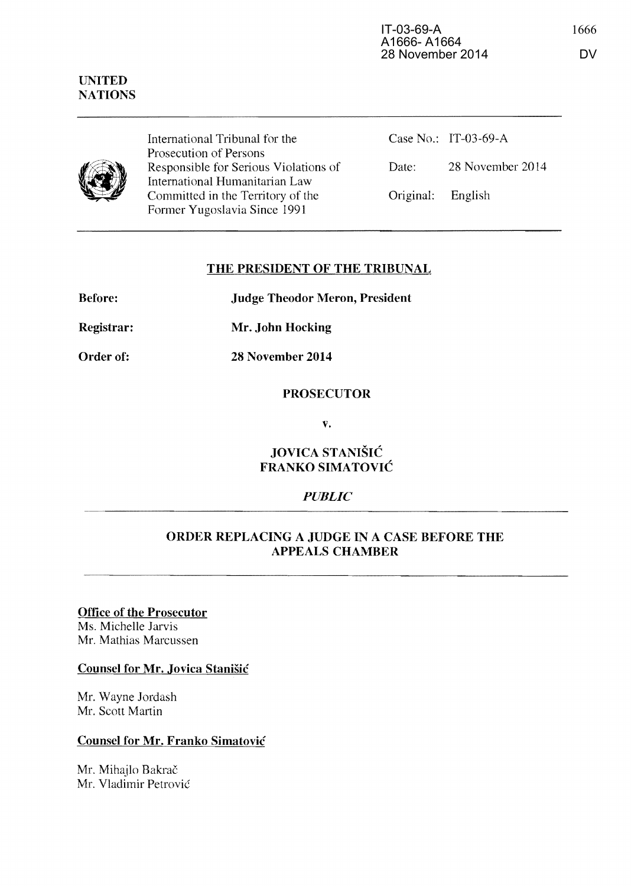IT-03-69-A
A1666- A1664
28 November 2014

UNITED NATIONS

International Tribunal for the Prosecution of Persons Responsible for Serious Violations of International Humanitarian Law Committed in the Territory of the Former Yugoslavia Since 1991

Case No.: IT-03-69-A

Date: 28 November 2014

Original: English

## THE PRESIDENT OF THE TRIBUNAL

**Before:** **Judge Theodor Meron, President**

**Registrar:** **Mr. John Hocking**

**Order of:** **28 November 2014**

**PROSECUTOR**

**v.**

**JOVICA STANIŠIĆ**
**FRANKO SIMATOVIĆ**

*PUBLIC*

## ORDER REPLACING A JUDGE IN A CASE BEFORE THE APPEALS CHAMBER

**Office of the Prosecutor**

Ms. Michelle Jarvis
Mr. Mathias Marcussen

**Counsel for Mr. Jovica Stanišić**

Mr. Wayne Jordash
Mr. Scott Martin

**Counsel for Mr. Franko Simatović**

Mr. Mihajlo Bakrač
Mr. Vladimir Petrović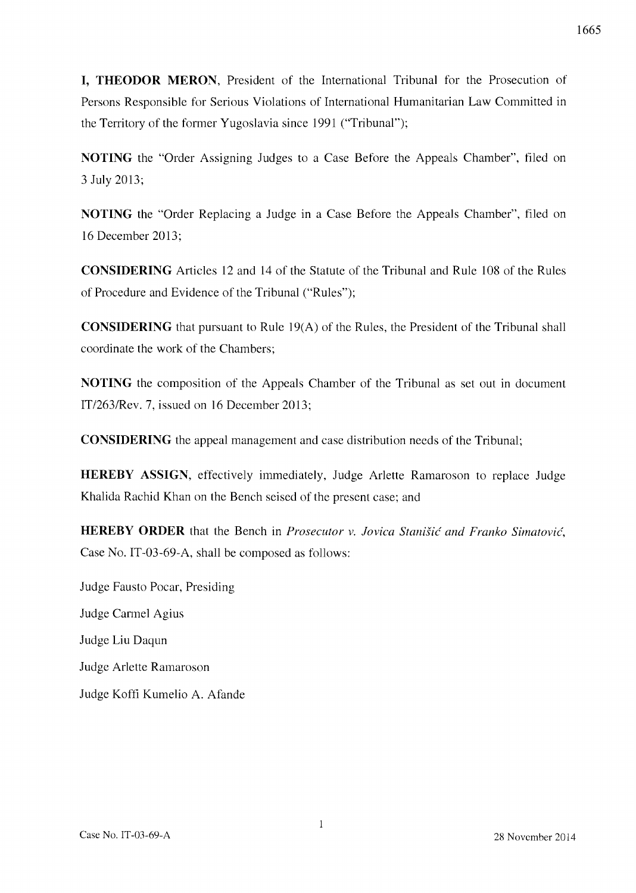**I, THEODOR MERON**, President of the International Tribunal for the Prosecution of Persons Responsible for Serious Violations of International Humanitarian Law Committed in the Territory of the former Yugoslavia since 1991 ("Tribunal");

**NOTING** the "Order Assigning Judges to a Case Before the Appeals Chamber", filed on 3 July 2013;

**NOTING** the "Order Replacing a Judge in a Case Before the Appeals Chamber", filed on 16 December 2013;

**CONSIDERING** Articles 12 and 14 of the Statute of the Tribunal and Rule 108 of the Rules of Procedure and Evidence of the Tribunal ("Rules");

**CONSIDERING** that pursuant to Rule 19(A) of the Rules, the President of the Tribunal shall coordinate the work of the Chambers;

**NOTING** the composition of the Appeals Chamber of the Tribunal as set out in document IT/263/Rev. 7, issued on 16 December 2013;

**CONSIDERING** the appeal management and case distribution needs of the Tribunal;

**HEREBY ASSIGN**, effectively immediately, Judge Arlette Ramaroson to replace Judge Khalida Rachid Khan on the Bench seised of the present case; and

**HEREBY ORDER** that the Bench in *Prosecutor v. Jovica Stanišić and Franko Simatović*, Case No. IT-03-69-A, shall be composed as follows:

Judge Fausto Pocar, Presiding

Judge Carmel Agius

Judge Liu Daqun

Judge Arlette Ramaroson

Judge Koffi Kumelio A. Afande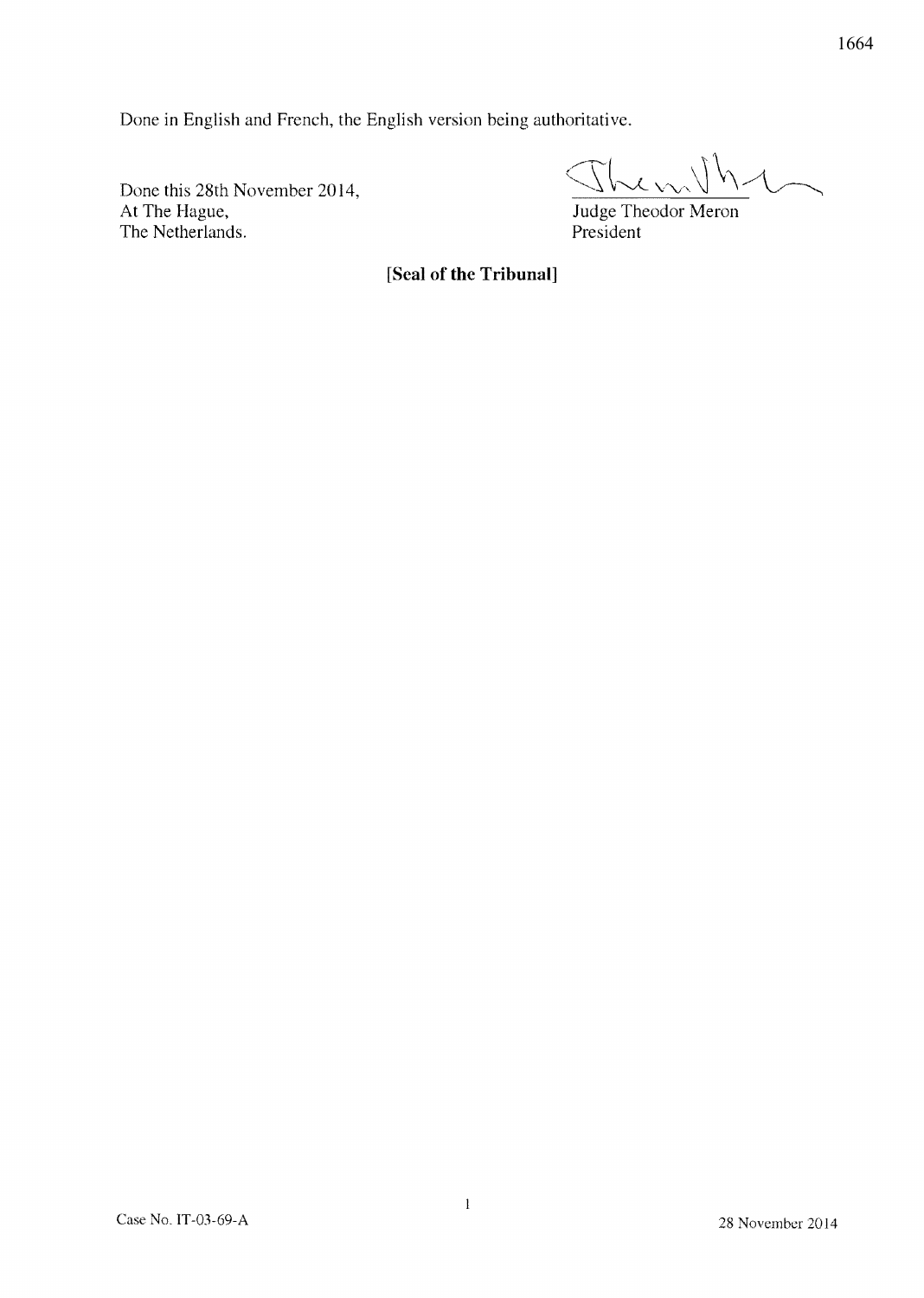Done in English and French, the English version being authoritative.

Done this 28th November 2014,
At The Hague,
The Netherlands.

Judge Theodor Meron
President

**[Seal of the Tribunal]**